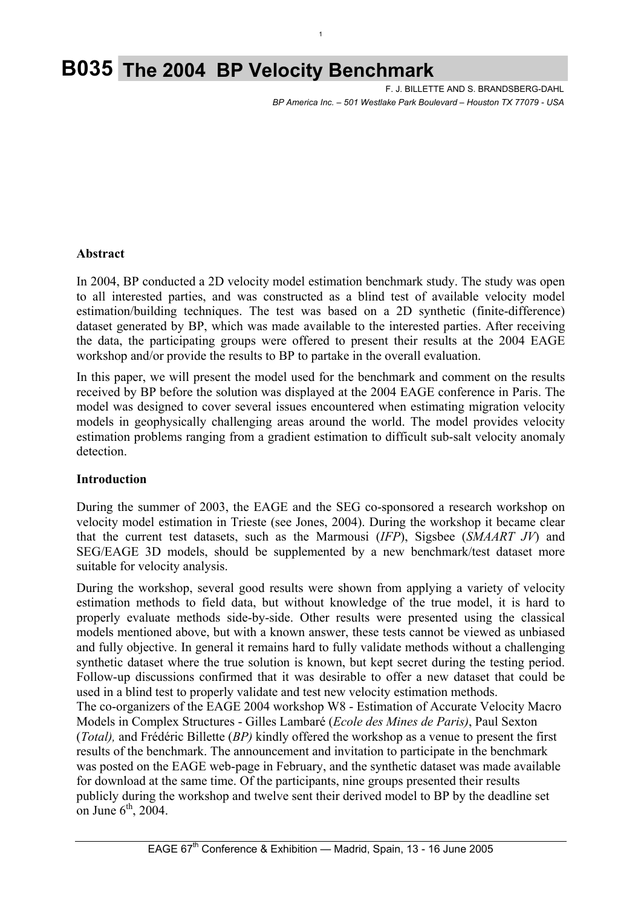# B035 The 2004 BP Velocity Benchmark

F. J. BILLETTE AND S. BRANDSBERG-DAHL

*BP America Inc. – 501 Westlake Park Boulevard – Houston TX 77079 - USA*

## Abstract

In 2004, BP conducted a 2D velocity model estimation benchmark study. The study was open to all interested parties, and was constructed as a blind test of available velocity model estimation/building techniques. The test was based on a 2D synthetic (finite-difference) dataset generated by BP, which was made available to the interested parties. After receiving the data, the participating groups were offered to present their results at the 2004 EAGE workshop and/or provide the results to BP to partake in the overall evaluation.

In this paper, we will present the model used for the benchmark and comment on the results received by BP before the solution was displayed at the 2004 EAGE conference in Paris. The model was designed to cover several issues encountered when estimating migration velocity models in geophysically challenging areas around the world. The model provides velocity estimation problems ranging from a gradient estimation to difficult sub-salt velocity anomaly detection.

## Introduction

During the summer of 2003, the EAGE and the SEG co-sponsored a research workshop on velocity model estimation in Trieste (see Jones, 2004). During the workshop it became clear that the current test datasets, such as the Marmousi (*IFP*), Sigsbee (*SMAART JV*) and SEG/EAGE 3D models, should be supplemented by a new benchmark/test dataset more suitable for velocity analysis.

During the workshop, several good results were shown from applying a variety of velocity estimation methods to field data, but without knowledge of the true model, it is hard to properly evaluate methods side-by-side. Other results were presented using the classical models mentioned above, but with a known answer, these tests cannot be viewed as unbiased and fully objective. In general it remains hard to fully validate methods without a challenging synthetic dataset where the true solution is known, but kept secret during the testing period. Follow-up discussions confirmed that it was desirable to offer a new dataset that could be used in a blind test to properly validate and test new velocity estimation methods.

The co-organizers of the EAGE 2004 workshop W8 - Estimation of Accurate Velocity Macro Models in Complex Structures - Gilles Lambaré (*Ecole des Mines de Paris)*, Paul Sexton (*Total),* and Frédéric Billette (*BP)* kindly offered the workshop as a venue to present the first results of the benchmark. The announcement and invitation to participate in the benchmark was posted on the EAGE web-page in February, and the synthetic dataset was made available for download at the same time. Of the participants, nine groups presented their results publicly during the workshop and twelve sent their derived model to BP by the deadline set on June 6th, 2004.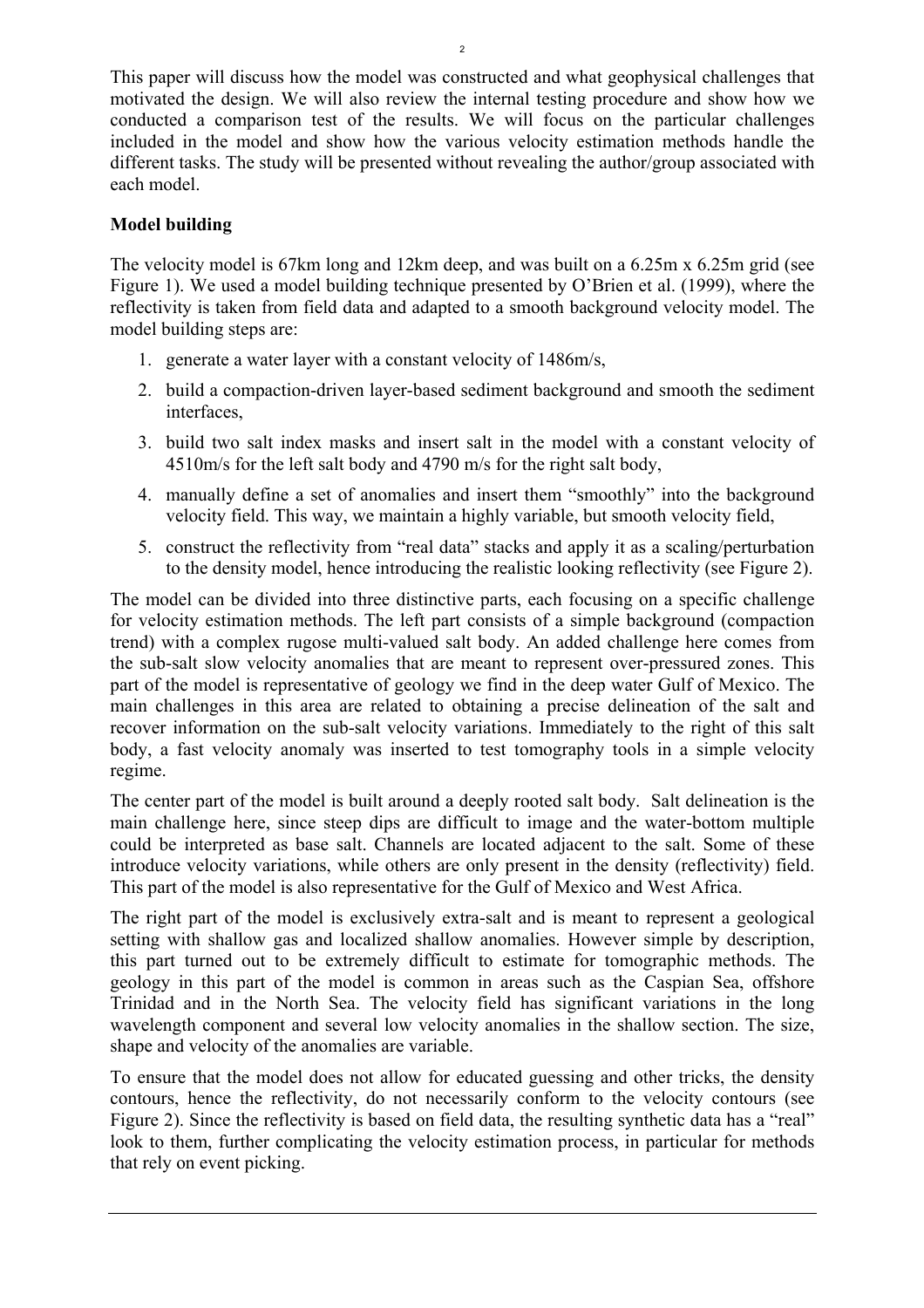This paper will discuss how the model was constructed and what geophysical challenges that motivated the design. We will also review the internal testing procedure and show how we conducted a comparison test of the results. We will focus on the particular challenges included in the model and show how the various velocity estimation methods handle the different tasks. The study will be presented without revealing the author/group associated with each model.

**Model building**

The velocity model is 67km long and 12km deep, and was built on a 6.25m x 6.25m grid (see Figure 1). We used a model building technique presented by O'Brien et al. (1999), where the reflectivity is taken from field data and adapted to a smooth background velocity model. The model building steps are:

1. generate a water layer with a constant velocity of 1486m/s,
2. build a compaction-driven layer-based sediment background and smooth the sediment interfaces,
3. build two salt index masks and insert salt in the model with a constant velocity of 4510m/s for the left salt body and 4790 m/s for the right salt body,
4. manually define a set of anomalies and insert them "smoothly" into the background velocity field. This way, we maintain a highly variable, but smooth velocity field,
5. construct the reflectivity from "real data" stacks and apply it as a scaling/perturbation to the density model, hence introducing the realistic looking reflectivity (see Figure 2).

The model can be divided into three distinctive parts, each focusing on a specific challenge for velocity estimation methods. The left part consists of a simple background (compaction trend) with a complex rugose multi-valued salt body. An added challenge here comes from the sub-salt slow velocity anomalies that are meant to represent over-pressured zones. This part of the model is representative of geology we find in the deep water Gulf of Mexico. The main challenges in this area are related to obtaining a precise delineation of the salt and recover information on the sub-salt velocity variations. Immediately to the right of this salt body, a fast velocity anomaly was inserted to test tomography tools in a simple velocity regime.

The center part of the model is built around a deeply rooted salt body. Salt delineation is the main challenge here, since steep dips are difficult to image and the water-bottom multiple could be interpreted as base salt. Channels are located adjacent to the salt. Some of these introduce velocity variations, while others are only present in the density (reflectivity) field. This part of the model is also representative for the Gulf of Mexico and West Africa.

The right part of the model is exclusively extra-salt and is meant to represent a geological setting with shallow gas and localized shallow anomalies. However simple by description, this part turned out to be extremely difficult to estimate for tomographic methods. The geology in this part of the model is common in areas such as the Caspian Sea, offshore Trinidad and in the North Sea. The velocity field has significant variations in the long wavelength component and several low velocity anomalies in the shallow section. The size, shape and velocity of the anomalies are variable.

To ensure that the model does not allow for educated guessing and other tricks, the density contours, hence the reflectivity, do not necessarily conform to the velocity contours (see Figure 2). Since the reflectivity is based on field data, the resulting synthetic data has a "real" look to them, further complicating the velocity estimation process, in particular for methods that rely on event picking.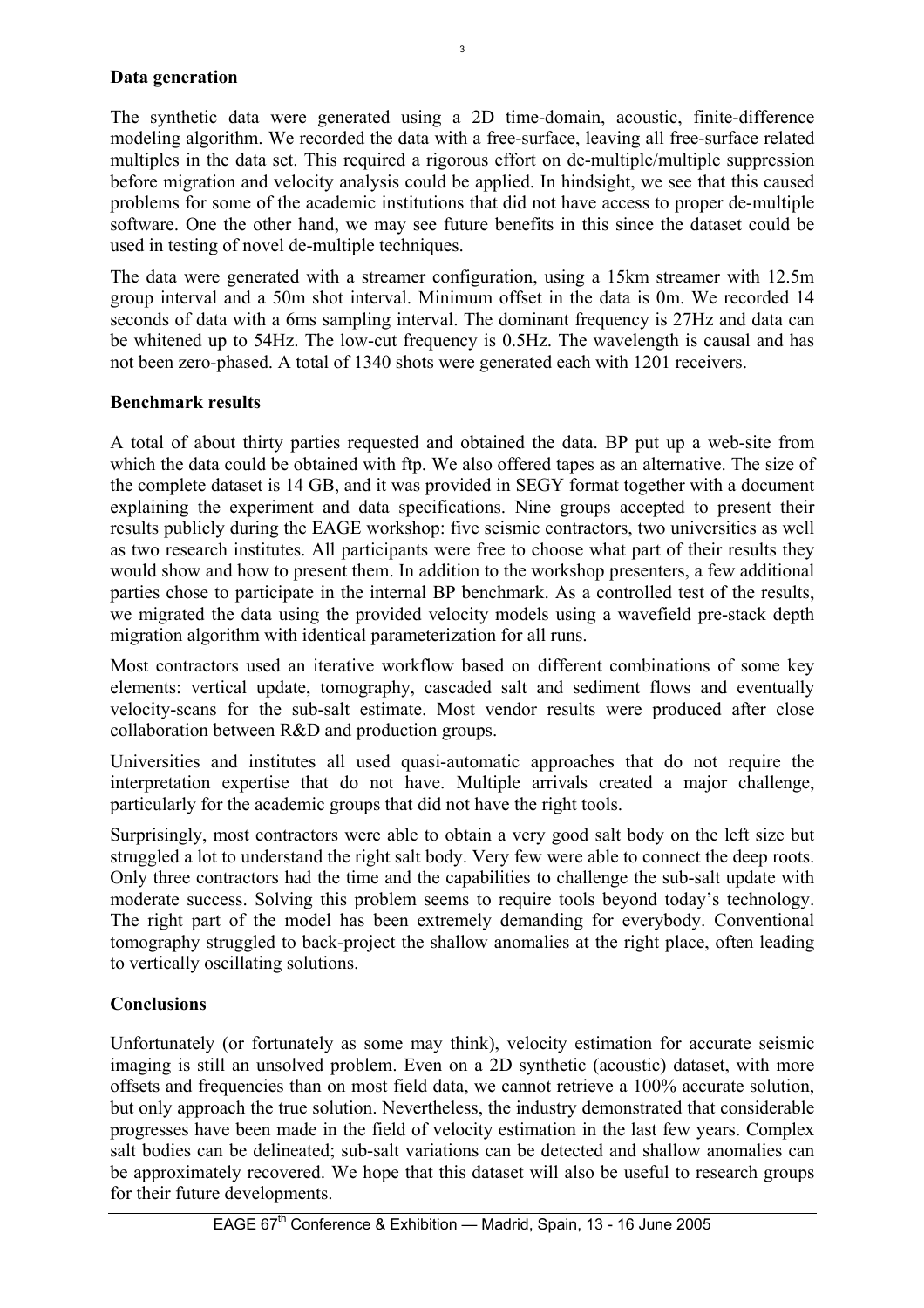**Data generation**

The synthetic data were generated using a 2D time-domain, acoustic, finite-difference modeling algorithm. We recorded the data with a free-surface, leaving all free-surface related multiples in the data set. This required a rigorous effort on de-multiple/multiple suppression before migration and velocity analysis could be applied. In hindsight, we see that this caused problems for some of the academic institutions that did not have access to proper de-multiple software. One the other hand, we may see future benefits in this since the dataset could be used in testing of novel de-multiple techniques.

The data were generated with a streamer configuration, using a 15km streamer with 12.5m group interval and a 50m shot interval. Minimum offset in the data is 0m. We recorded 14 seconds of data with a 6ms sampling interval. The dominant frequency is 27Hz and data can be whitened up to 54Hz. The low-cut frequency is 0.5Hz. The wavelength is causal and has not been zero-phased. A total of 1340 shots were generated each with 1201 receivers.

**Benchmark results**

A total of about thirty parties requested and obtained the data. BP put up a web-site from which the data could be obtained with ftp. We also offered tapes as an alternative. The size of the complete dataset is 14 GB, and it was provided in SEGY format together with a document explaining the experiment and data specifications. Nine groups accepted to present their results publicly during the EAGE workshop: five seismic contractors, two universities as well as two research institutes. All participants were free to choose what part of their results they would show and how to present them. In addition to the workshop presenters, a few additional parties chose to participate in the internal BP benchmark. As a controlled test of the results, we migrated the data using the provided velocity models using a wavefield pre-stack depth migration algorithm with identical parameterization for all runs.

Most contractors used an iterative workflow based on different combinations of some key elements: vertical update, tomography, cascaded salt and sediment flows and eventually velocity-scans for the sub-salt estimate. Most vendor results were produced after close collaboration between R&D and production groups.

Universities and institutes all used quasi-automatic approaches that do not require the interpretation expertise that do not have. Multiple arrivals created a major challenge, particularly for the academic groups that did not have the right tools.

Surprisingly, most contractors were able to obtain a very good salt body on the left size but struggled a lot to understand the right salt body. Very few were able to connect the deep roots. Only three contractors had the time and the capabilities to challenge the sub-salt update with moderate success. Solving this problem seems to require tools beyond today's technology. The right part of the model has been extremely demanding for everybody. Conventional tomography struggled to back-project the shallow anomalies at the right place, often leading to vertically oscillating solutions.

**Conclusions**

Unfortunately (or fortunately as some may think), velocity estimation for accurate seismic imaging is still an unsolved problem. Even on a 2D synthetic (acoustic) dataset, with more offsets and frequencies than on most field data, we cannot retrieve a 100% accurate solution, but only approach the true solution. Nevertheless, the industry demonstrated that considerable progresses have been made in the field of velocity estimation in the last few years. Complex salt bodies can be delineated; sub-salt variations can be detected and shallow anomalies can be approximately recovered. We hope that this dataset will also be useful to research groups for their future developments.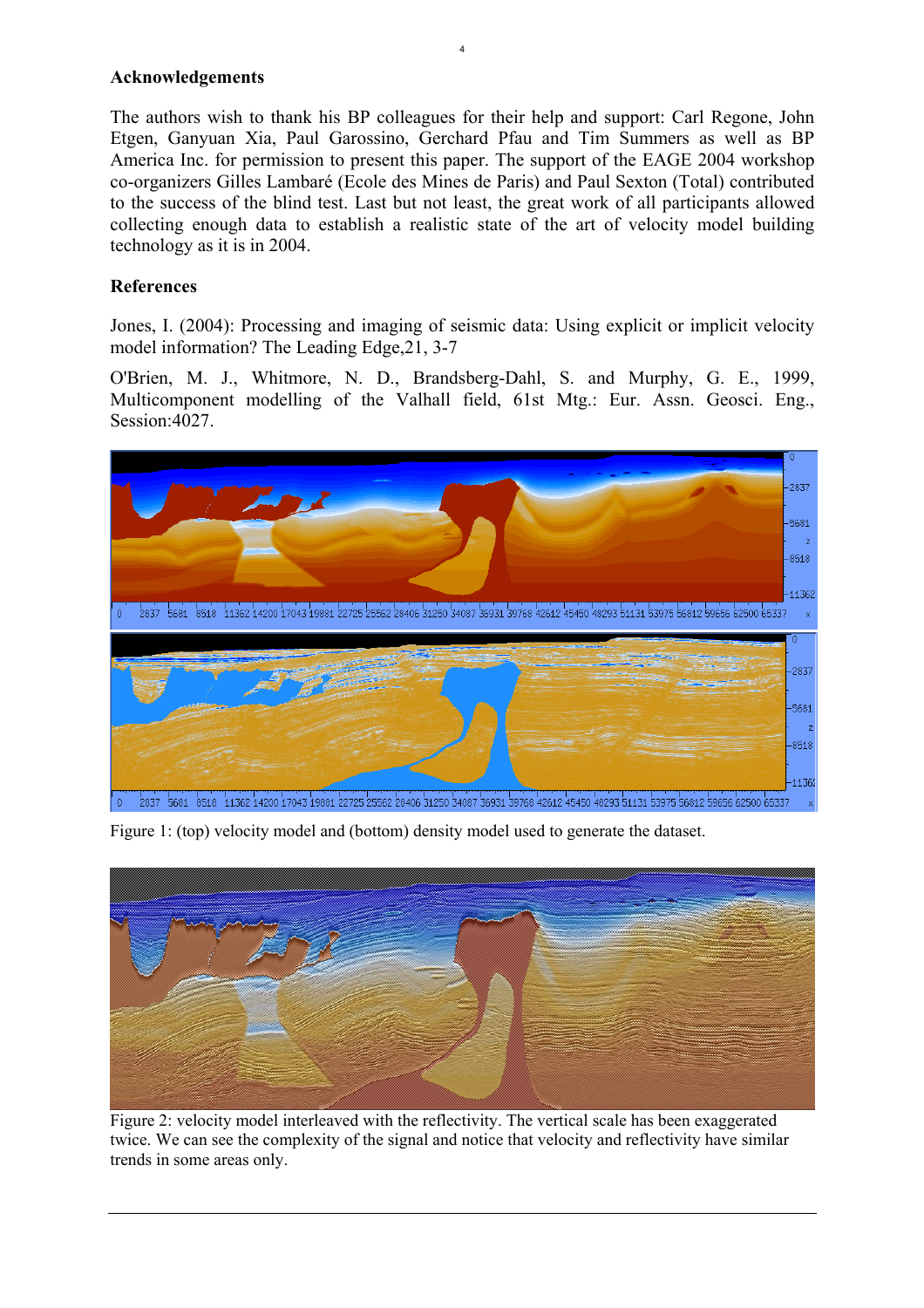## Acknowledgements

The authors wish to thank his BP colleagues for their help and support: Carl Regone, John Etgen, Ganyuan Xia, Paul Garossino, Gerchard Pfau and Tim Summers as well as BP America Inc. for permission to present this paper. The support of the EAGE 2004 workshop co-organizers Gilles Lambaré (Ecole des Mines de Paris) and Paul Sexton (Total) contributed to the success of the blind test. Last but not least, the great work of all participants allowed collecting enough data to establish a realistic state of the art of velocity model building technology as it is in 2004.

## References

Jones, I. (2004): Processing and imaging of seismic data: Using explicit or implicit velocity model information? The Leading Edge,21, 3-7

O'Brien, M. J., Whitmore, N. D., Brandsberg-Dahl, S. and Murphy, G. E., 1999, Multicomponent modelling of the Valhall field, 61st Mtg.: Eur. Assn. Geosci. Eng., Session:4027.

0
2837
5681
z
8518
11362

0 2837 5681 8518 11362 14200 17043 19881 22725 25562 28406 31250 34087 36931 39768 42612 45450 48293 51131 53975 56812 59656 62500 65337 x

0
2837
5681
z
8518
11362

0 2837 5681 8518 11362 14200 17043 19881 22725 25562 28406 31250 34087 36931 39768 42612 45450 48293 51131 53975 56812 59656 62500 65337 x

Figure 1: (top) velocity model and (bottom) density model used to generate the dataset.

Figure 2: velocity model interleaved with the reflectivity. The vertical scale has been exaggerated twice. We can see the complexity of the signal and notice that velocity and reflectivity have similar trends in some areas only.